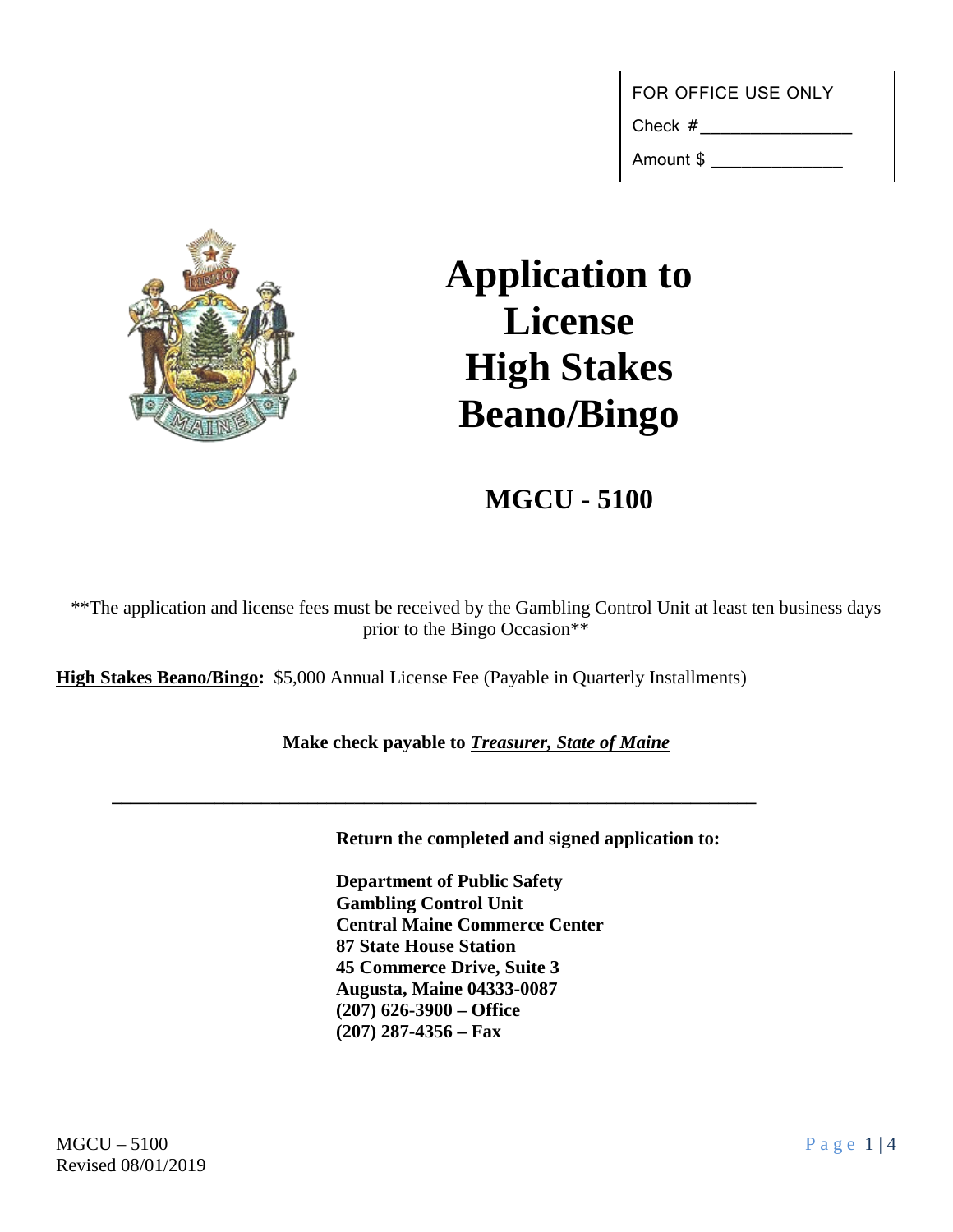FOR OFFICE USE ONLY

Check #_______________

Amount $ _____________

# Application to License High Stakes Beano/Bingo

## MGCU - 5100

**The application and license fees must be received by the Gambling Control Unit at least ten business days prior to the Bingo Occasion**

**High Stakes Beano/Bingo:** $5,000 Annual License Fee (Payable in Quarterly Installments)

**Make check payable to *Treasurer, State of Maine***

---

**Return the completed and signed application to:**

**Department of Public Safety**
**Gambling Control Unit**
**Central Maine Commerce Center**
**87 State House Station**
**45 Commerce Drive, Suite 3**
**Augusta, Maine 04333-0087**
**(207) 626-3900 – Office**
**(207) 287-4356 – Fax**

MGCU – 5100
Revised 08/01/2019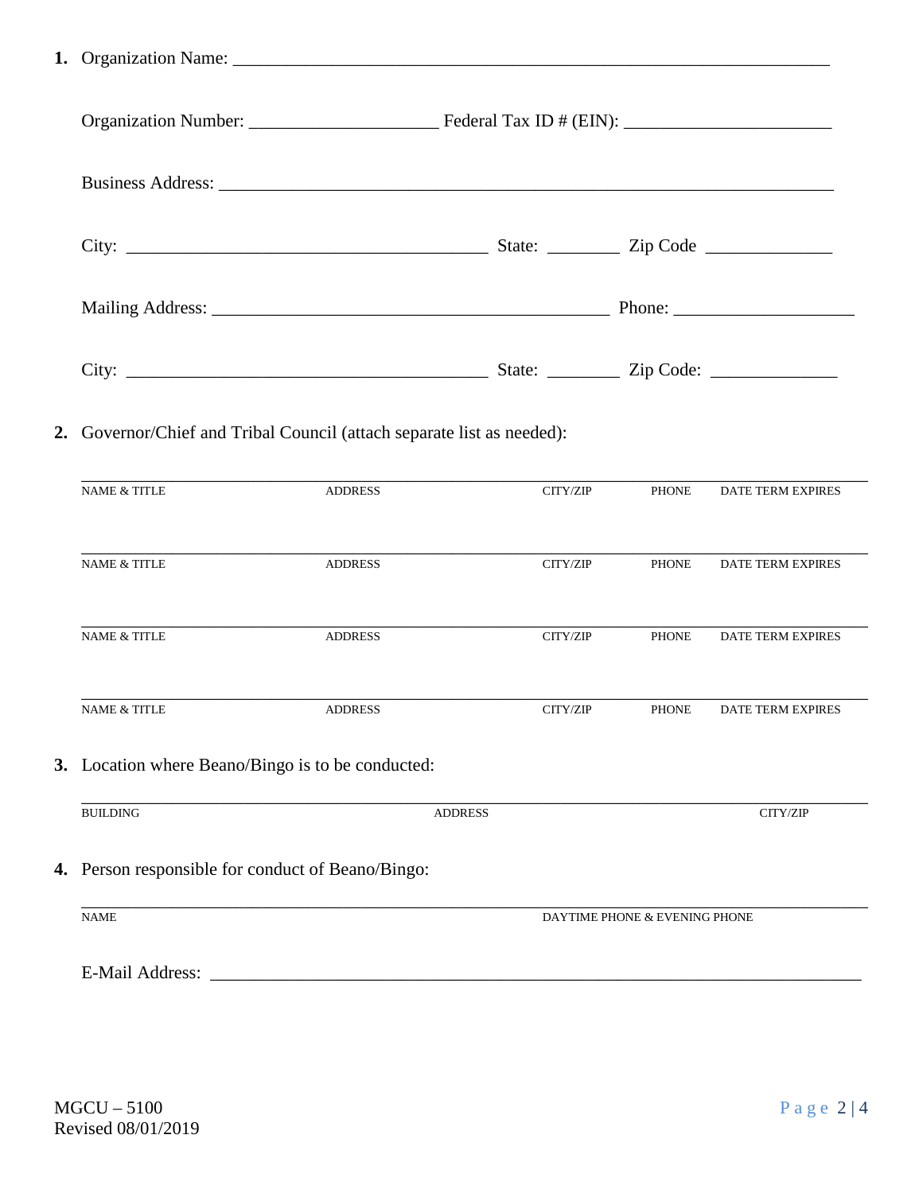1. **Organization Name:** ___________________________________________________________________

   Organization Number: ____________________ Federal Tax ID # (EIN): ______________________

   Business Address: _______________________________________________________________________

   City: ______________________________________ State: ________ Zip Code ______________

   Mailing Address: ___________________________________________ Phone: ___________________

   City: ______________________________________ State: ________ Zip Code: ______________

2. Governor/Chief and Tribal Council (attach separate list as needed):

| NAME & TITLE | ADDRESS | CITY/ZIP | PHONE | DATE TERM EXPIRES |
|---|---|---|---|---|
| | | | | |
| | | | | |
| | | | | |
| | | | | |

3. Location where Beano/Bingo is to be conducted:

| BUILDING | ADDRESS | CITY/ZIP |
|---|---|---|
| | | |

4. Person responsible for conduct of Beano/Bingo:

| NAME | DAYTIME PHONE & EVENING PHONE |
|---|---|
| | |

   E-Mail Address: _________________________________________________________________________

MGCU – 5100
Revised 08/01/2019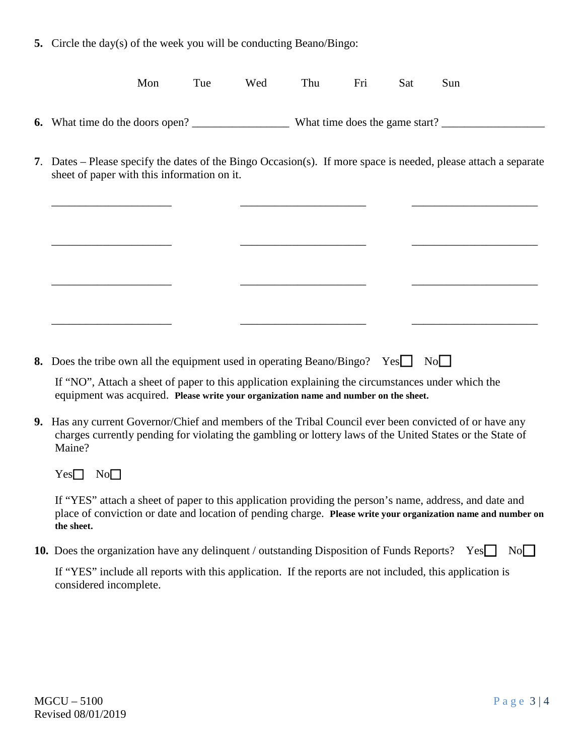**5.** Circle the day(s) of the week you will be conducting Beano/Bingo:

Mon    Tue    Wed    Thu    Fri    Sat    Sun

**6.** What time do the doors open? _________________ What time does the game start? __________________

**7**. Dates – Please specify the dates of the Bingo Occasion(s). If more space is needed, please attach a separate sheet of paper with this information on it.

_____________________    ______________________    ______________________

_____________________    ______________________    ______________________

_____________________    ______________________    ______________________

_____________________    ______________________    ______________________

**8.** Does the tribe own all the equipment used in operating Beano/Bingo? Yes☐ No☐

If "NO", Attach a sheet of paper to this application explaining the circumstances under which the equipment was acquired. **Please write your organization name and number on the sheet.**

**9.** Has any current Governor/Chief and members of the Tribal Council ever been convicted of or have any charges currently pending for violating the gambling or lottery laws of the United States or the State of Maine?

Yes☐ No☐

If "YES" attach a sheet of paper to this application providing the person's name, address, and date and place of conviction or date and location of pending charge. **Please write your organization name and number on the sheet.**

**10.** Does the organization have any delinquent / outstanding Disposition of Funds Reports? Yes☐ No☐

If "YES" include all reports with this application. If the reports are not included, this application is considered incomplete.

MGCU – 5100
Revised 08/01/2019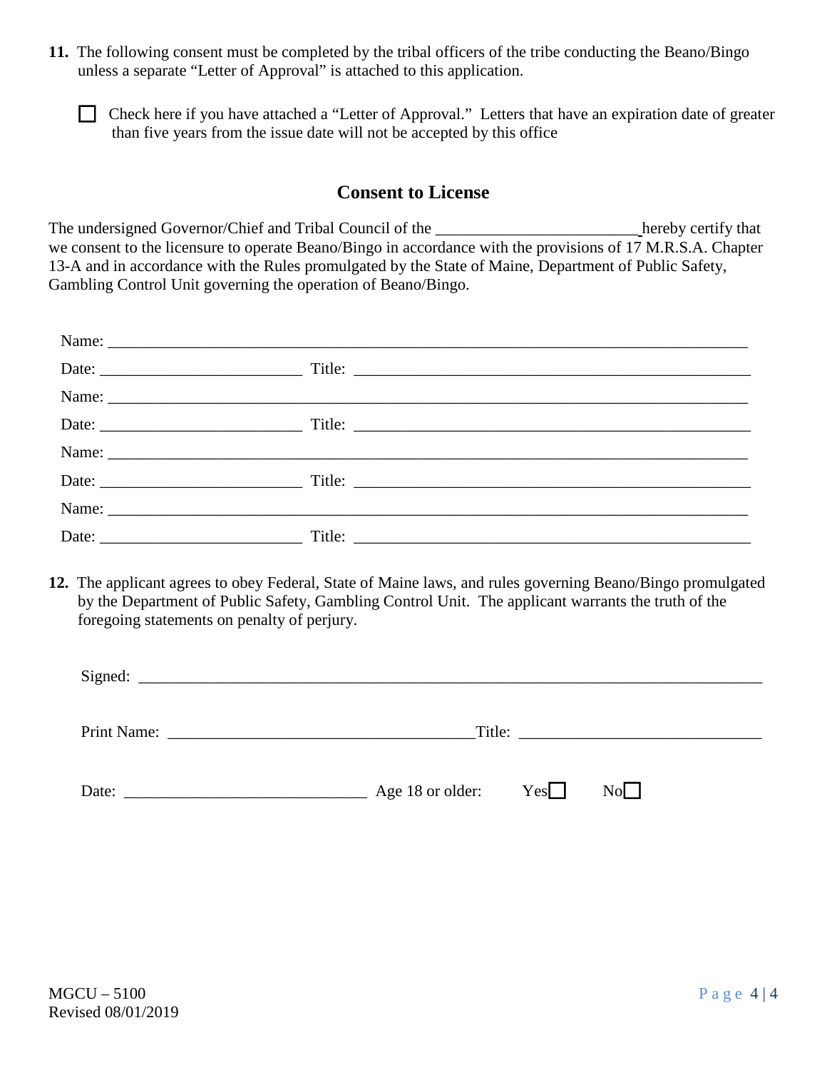**11.** The following consent must be completed by the tribal officers of the tribe conducting the Beano/Bingo unless a separate "Letter of Approval" is attached to this application.

☐ Check here if you have attached a "Letter of Approval." Letters that have an expiration date of greater than five years from the issue date will not be accepted by this office

## Consent to License

The undersigned Governor/Chief and Tribal Council of the _________________________ hereby certify that we consent to the licensure to operate Beano/Bingo in accordance with the provisions of 17 M.R.S.A. Chapter 13-A and in accordance with the Rules promulgated by the State of Maine, Department of Public Safety, Gambling Control Unit governing the operation of Beano/Bingo.

Name: ________________________________________________________________________________

Date: _________________________ Title: ______________________________________________

Name: ________________________________________________________________________________

Date: _________________________ Title: ______________________________________________

Name: ________________________________________________________________________________

Date: _________________________ Title: ______________________________________________

Name: ________________________________________________________________________________

Date: _________________________ Title: ______________________________________________

**12.** The applicant agrees to obey Federal, State of Maine laws, and rules governing Beano/Bingo promulgated by the Department of Public Safety, Gambling Control Unit. The applicant warrants the truth of the foregoing statements on penalty of perjury.

Signed: ______________________________________________________________________________

Print Name: ______________________________________ Title: ____________________________

Date: ______________________________ Age 18 or older: Yes ☐ No ☐

MGCU – 5100
Revised 08/01/2019